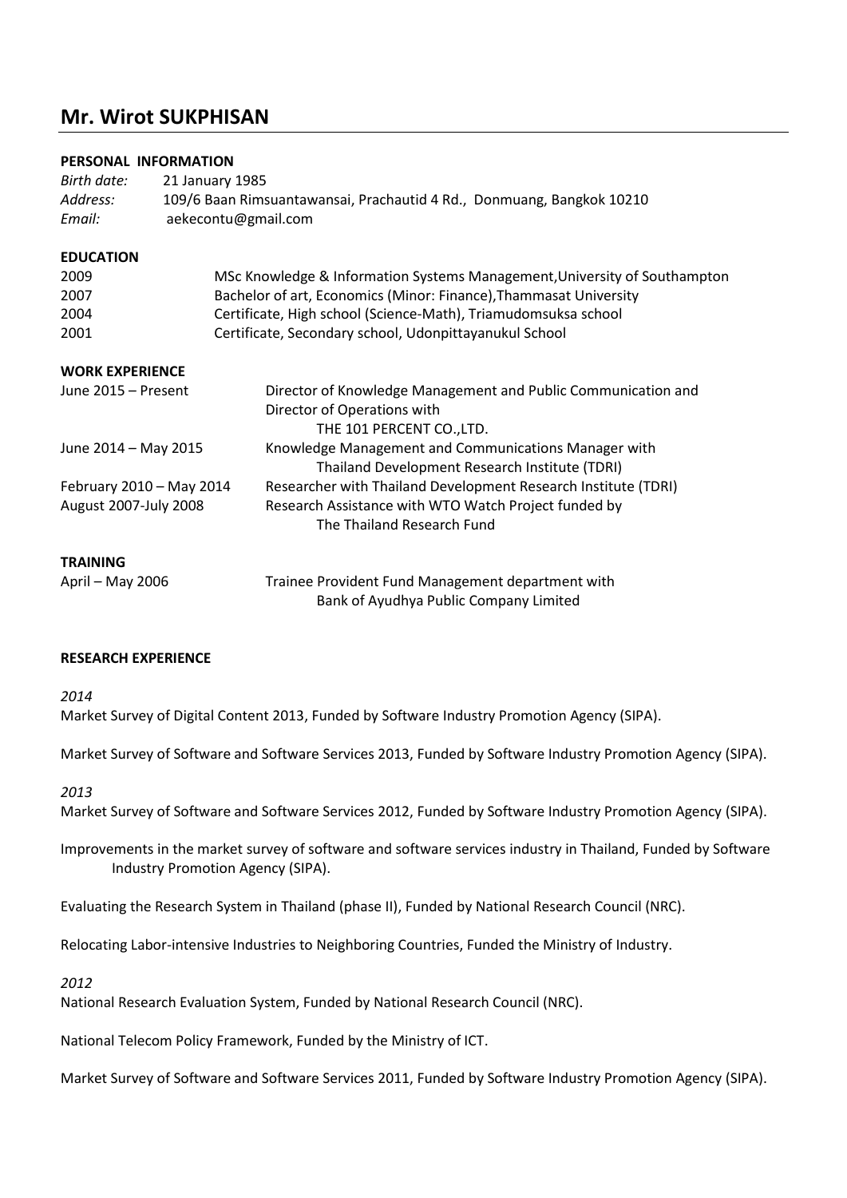# Mr. Wirot SUKPHISAN

## PERSONAL INFORMATION

| | |
|---|---|
| *Birth date:* | 21 January 1985 |
| *Address:* | 109/6 Baan Rimsuantawansai, Prachautid 4 Rd., Donmuang, Bangkok 10210 |
| *Email:* | aekecontu@gmail.com |

## EDUCATION

| | |
|---|---|
| 2009 | MSc Knowledge & Information Systems Management,University of Southampton |
| 2007 | Bachelor of art, Economics (Minor: Finance),Thammasat University |
| 2004 | Certificate, High school (Science-Math), Triamudomsuksa school |
| 2001 | Certificate, Secondary school, Udonpittayanukul School |

## WORK EXPERIENCE

| | |
|---|---|
| June 2015 – Present | Director of Knowledge Management and Public Communication and Director of Operations with THE 101 PERCENT CO.,LTD. |
| June 2014 – May 2015 | Knowledge Management and Communications Manager with Thailand Development Research Institute (TDRI) |
| February 2010 – May 2014 | Researcher with Thailand Development Research Institute (TDRI) |
| August 2007-July 2008 | Research Assistance with WTO Watch Project funded by The Thailand Research Fund |

## TRAINING

| | |
|---|---|
| April – May 2006 | Trainee Provident Fund Management department with Bank of Ayudhya Public Company Limited |

## RESEARCH EXPERIENCE

*2014*

Market Survey of Digital Content 2013, Funded by Software Industry Promotion Agency (SIPA).

Market Survey of Software and Software Services 2013, Funded by Software Industry Promotion Agency (SIPA).

*2013*

Market Survey of Software and Software Services 2012, Funded by Software Industry Promotion Agency (SIPA).

Improvements in the market survey of software and software services industry in Thailand, Funded by Software Industry Promotion Agency (SIPA).

Evaluating the Research System in Thailand (phase II), Funded by National Research Council (NRC).

Relocating Labor-intensive Industries to Neighboring Countries, Funded the Ministry of Industry.

*2012*

National Research Evaluation System, Funded by National Research Council (NRC).

National Telecom Policy Framework, Funded by the Ministry of ICT.

Market Survey of Software and Software Services 2011, Funded by Software Industry Promotion Agency (SIPA).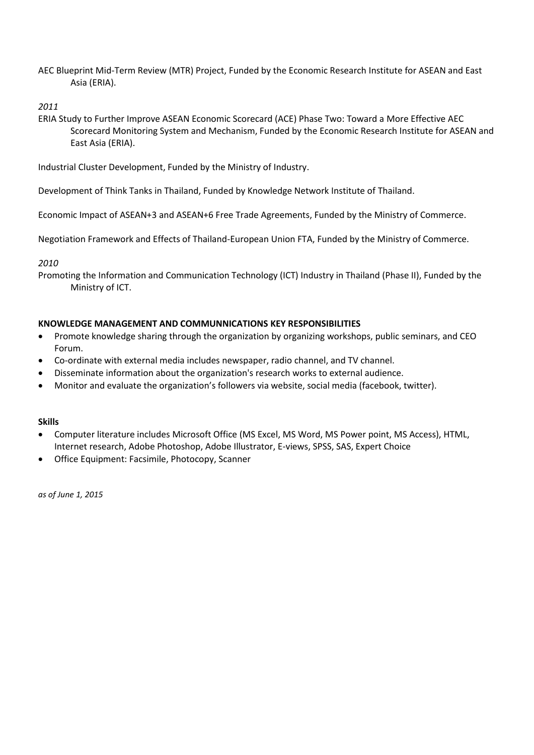AEC Blueprint Mid-Term Review (MTR) Project, Funded by the Economic Research Institute for ASEAN and East Asia (ERIA).

*2011*

ERIA Study to Further Improve ASEAN Economic Scorecard (ACE) Phase Two: Toward a More Effective AEC Scorecard Monitoring System and Mechanism, Funded by the Economic Research Institute for ASEAN and East Asia (ERIA).

Industrial Cluster Development, Funded by the Ministry of Industry.

Development of Think Tanks in Thailand, Funded by Knowledge Network Institute of Thailand.

Economic Impact of ASEAN+3 and ASEAN+6 Free Trade Agreements, Funded by the Ministry of Commerce.

Negotiation Framework and Effects of Thailand-European Union FTA, Funded by the Ministry of Commerce.

*2010*

Promoting the Information and Communication Technology (ICT) Industry in Thailand (Phase II), Funded by the Ministry of ICT.

**KNOWLEDGE MANAGEMENT AND COMMUNNICATIONS KEY RESPONSIBILITIES**

- Promote knowledge sharing through the organization by organizing workshops, public seminars, and CEO Forum.
- Co-ordinate with external media includes newspaper, radio channel, and TV channel.
- Disseminate information about the organization's research works to external audience.
- Monitor and evaluate the organization’s followers via website, social media (facebook, twitter).

**Skills**

- Computer literature includes Microsoft Office (MS Excel, MS Word, MS Power point, MS Access), HTML, Internet research, Adobe Photoshop, Adobe Illustrator, E-views, SPSS, SAS, Expert Choice
- Office Equipment: Facsimile, Photocopy, Scanner

*as of June 1, 2015*